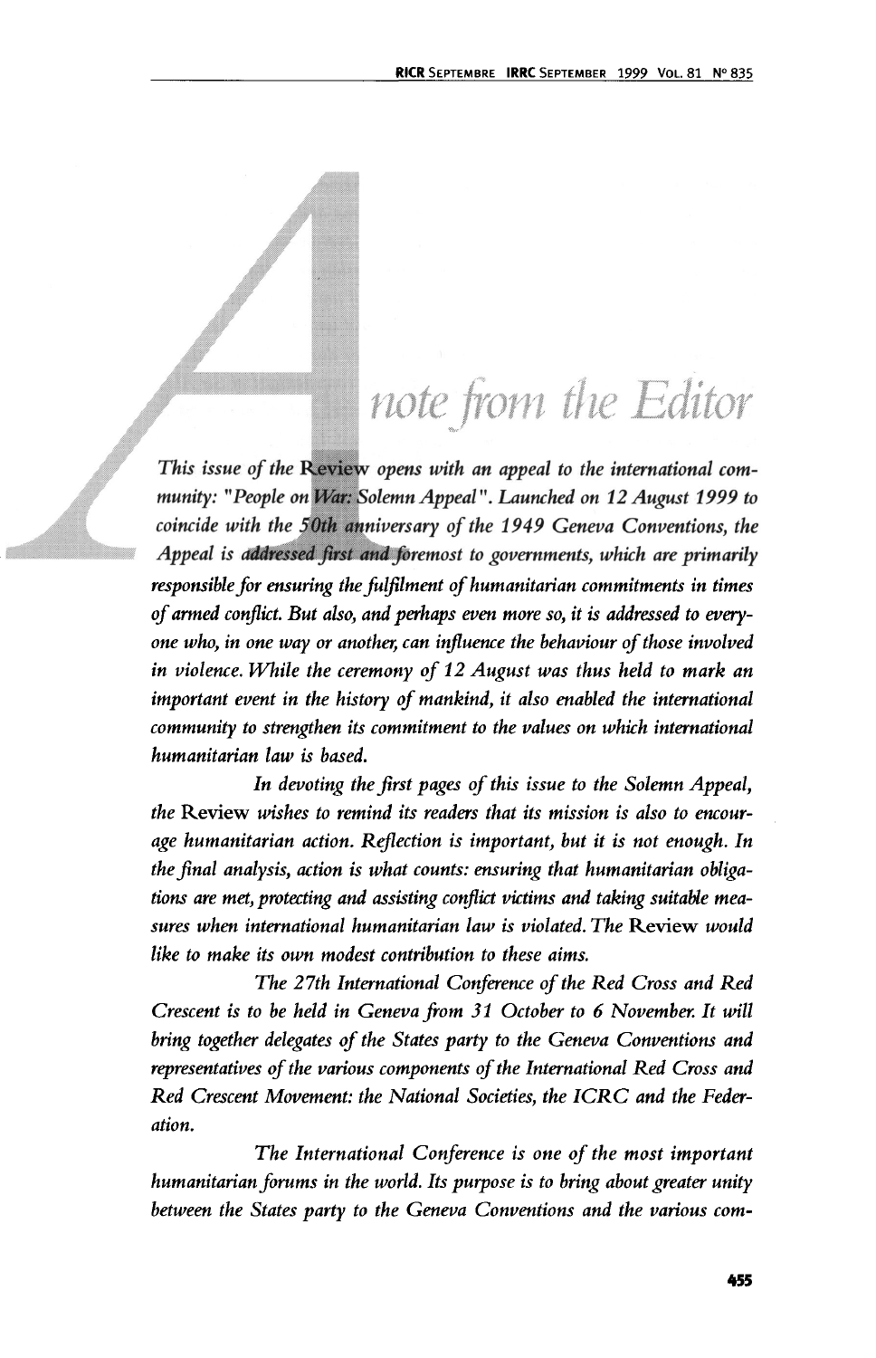# A note from the Editor

*This issue of the Review opens with an appeal to the international community: "People on War: Solemn Appeal". Launched on 12 August 1999 to coincide with the 50th anniversary of the 1949 Geneva Conventions, the Appeal is addressed first and foremost to governments, which are primarily responsible for ensuring the fulfilment of humanitarian commitments in times of armed conflict. But also, and perhaps even more so, it is addressed to everyone who, in one way or another, can influence the behaviour of those involved in violence. While the ceremony of 12 August was thus held to mark an important event in the history of mankind, it also enabled the international community to strengthen its commitment to the values on which international humanitarian law is based.*

*In devoting the first pages of this issue to the Solemn Appeal, the* Review *wishes to remind its readers that its mission is also to encourage humanitarian action. Reflection is important, but it is not enough. In the final analysis, action is what counts: ensuring that humanitarian obligations are met, protecting and assisting conflict victims and taking suitable measures when international humanitarian law is violated. The* Review *would like to make its own modest contribution to these aims.*

*The 27th International Conference of the Red Cross and Red Crescent is to be held in Geneva from 31 October to 6 November. It will bring together delegates of the States party to the Geneva Conventions and representatives of the various components of the International Red Cross and Red Crescent Movement: the National Societies, the ICRC and the Federation.*

*The International Conference is one of the most important humanitarian forums in the world. Its purpose is to bring about greater unity between the States party to the Geneva Conventions and the various com-*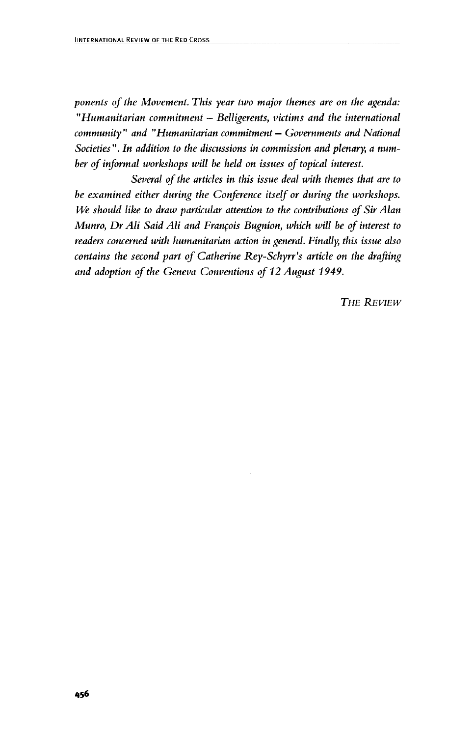*ponents of the Movement. This year two major themes are on the agenda: "Humanitarian commitment – Belligerents, victims and the international community" and "Humanitarian commitment – Governments and National Societies". In addition to the discussions in commission and plenary, a number of informal workshops will be held on issues of topical interest.*

*Several of the articles in this issue deal with themes that are to be examined either during the Conference itself or during the workshops. We should like to draw particular attention to the contributions of Sir Alan Munro, Dr Ali Said Ali and François Bugnion, which will be of interest to readers concerned with humanitarian action in general. Finally, this issue also contains the second part of Catherine Rey-Schyrr's article on the drafting and adoption of the Geneva Conventions of 12 August 1949.*

*THE REVIEW*